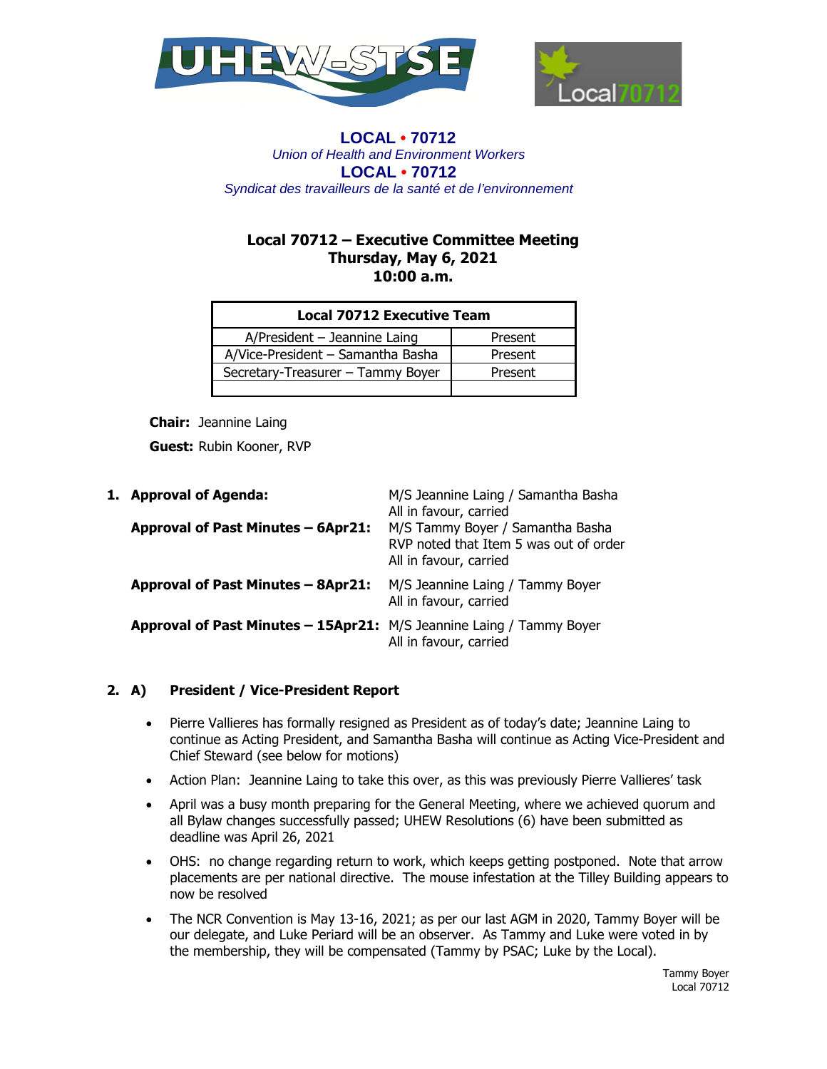**LOCAL • 70712**
*Union of Health and Environment Workers*
**LOCAL • 70712**
*Syndicat des travailleurs de la santé et de l'environnement*

# Local 70712 – Executive Committee Meeting
## Thursday, May 6, 2021
## 10:00 a.m.

| Local 70712 Executive Team | |
|---|---|
| A/President – Jeannine Laing | Present |
| A/Vice-President – Samantha Basha | Present |
| Secretary-Treasurer – Tammy Boyer | Present |
| | |

**Chair:** Jeannine Laing

**Guest:** Rubin Kooner, RVP

1. **Approval of Agenda:** M/S Jeannine Laing / Samantha Basha
   All in favour, carried

   **Approval of Past Minutes – 6Apr21:** M/S Tammy Boyer / Samantha Basha
   RVP noted that Item 5 was out of order
   All in favour, carried

   **Approval of Past Minutes – 8Apr21:** M/S Jeannine Laing / Tammy Boyer
   All in favour, carried

   **Approval of Past Minutes – 15Apr21:** M/S Jeannine Laing / Tammy Boyer
   All in favour, carried

2. **A) President / Vice-President Report**

   - Pierre Vallieres has formally resigned as President as of today's date; Jeannine Laing to continue as Acting President, and Samantha Basha will continue as Acting Vice-President and Chief Steward (see below for motions)
   - Action Plan: Jeannine Laing to take this over, as this was previously Pierre Vallieres' task
   - April was a busy month preparing for the General Meeting, where we achieved quorum and all Bylaw changes successfully passed; UHEW Resolutions (6) have been submitted as deadline was April 26, 2021
   - OHS: no change regarding return to work, which keeps getting postponed. Note that arrow placements are per national directive. The mouse infestation at the Tilley Building appears to now be resolved
   - The NCR Convention is May 13-16, 2021; as per our last AGM in 2020, Tammy Boyer will be our delegate, and Luke Periard will be an observer. As Tammy and Luke were voted in by the membership, they will be compensated (Tammy by PSAC; Luke by the Local).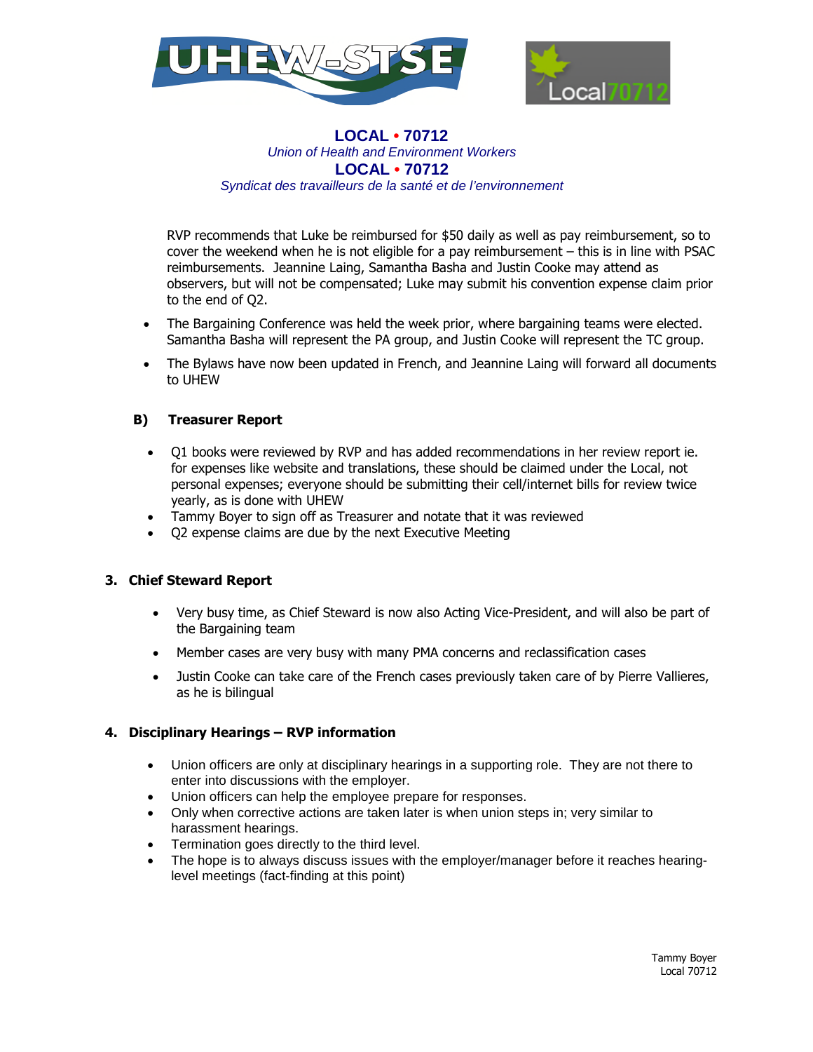**LOCAL • 70712**
*Union of Health and Environment Workers*
**LOCAL • 70712**
*Syndicat des travailleurs de la santé et de l'environnement*

RVP recommends that Luke be reimbursed for $50 daily as well as pay reimbursement, so to cover the weekend when he is not eligible for a pay reimbursement – this is in line with PSAC reimbursements. Jeannine Laing, Samantha Basha and Justin Cooke may attend as observers, but will not be compensated; Luke may submit his convention expense claim prior to the end of Q2.

- The Bargaining Conference was held the week prior, where bargaining teams were elected. Samantha Basha will represent the PA group, and Justin Cooke will represent the TC group.
- The Bylaws have now been updated in French, and Jeannine Laing will forward all documents to UHEW

### B) Treasurer Report

- Q1 books were reviewed by RVP and has added recommendations in her review report ie. for expenses like website and translations, these should be claimed under the Local, not personal expenses; everyone should be submitting their cell/internet bills for review twice yearly, as is done with UHEW
- Tammy Boyer to sign off as Treasurer and notate that it was reviewed
- Q2 expense claims are due by the next Executive Meeting

## 3. Chief Steward Report

- Very busy time, as Chief Steward is now also Acting Vice-President, and will also be part of the Bargaining team
- Member cases are very busy with many PMA concerns and reclassification cases
- Justin Cooke can take care of the French cases previously taken care of by Pierre Vallieres, as he is bilingual

## 4. Disciplinary Hearings – RVP information

- Union officers are only at disciplinary hearings in a supporting role. They are not there to enter into discussions with the employer.
- Union officers can help the employee prepare for responses.
- Only when corrective actions are taken later is when union steps in; very similar to harassment hearings.
- Termination goes directly to the third level.
- The hope is to always discuss issues with the employer/manager before it reaches hearing-level meetings (fact-finding at this point)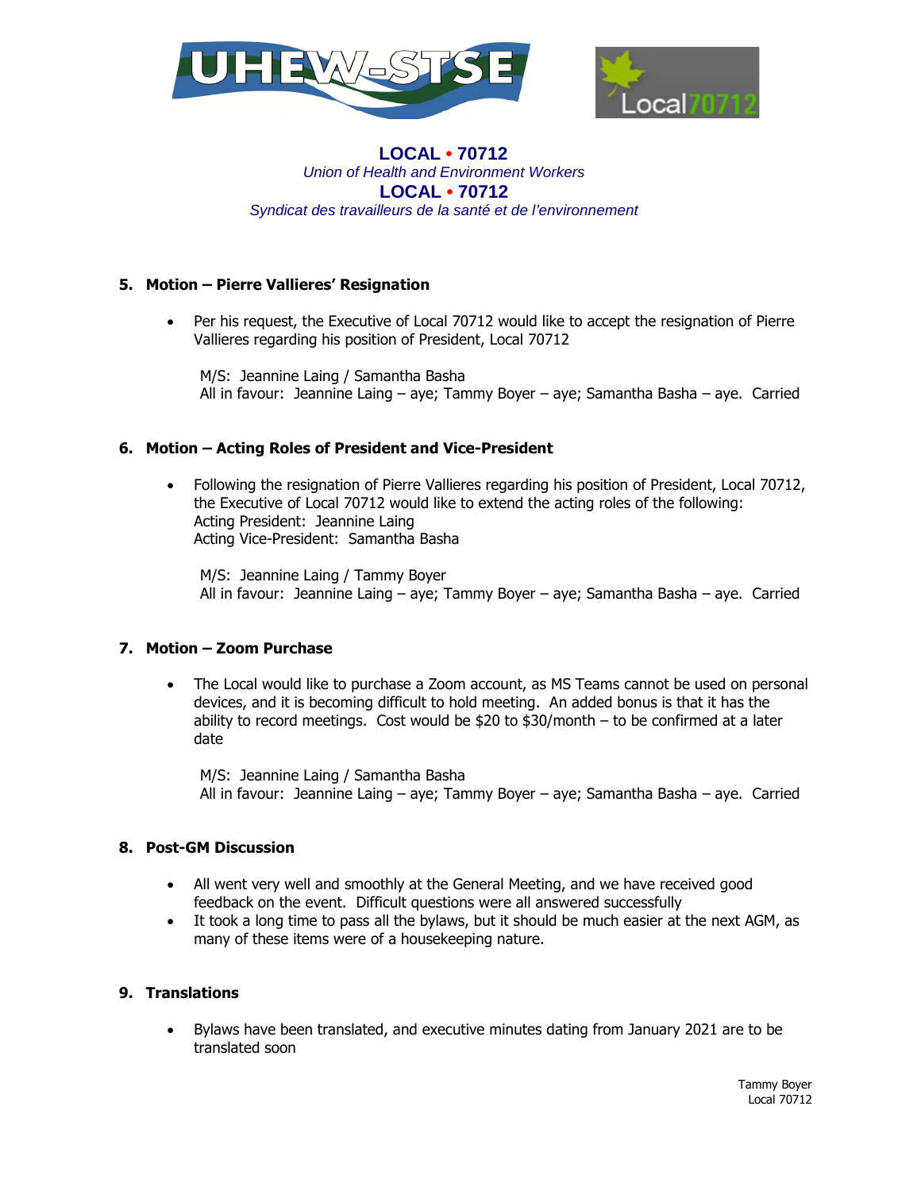**LOCAL • 70712**
*Union of Health and Environment Workers*
**LOCAL • 70712**
*Syndicat des travailleurs de la santé et de l'environnement*

### 5. Motion – Pierre Vallieres' Resignation

- Per his request, the Executive of Local 70712 would like to accept the resignation of Pierre Vallieres regarding his position of President, Local 70712

  M/S: Jeannine Laing / Samantha Basha
  All in favour: Jeannine Laing – aye; Tammy Boyer – aye; Samantha Basha – aye. Carried

### 6. Motion – Acting Roles of President and Vice-President

- Following the resignation of Pierre Vallieres regarding his position of President, Local 70712, the Executive of Local 70712 would like to extend the acting roles of the following:
  Acting President: Jeannine Laing
  Acting Vice-President: Samantha Basha

  M/S: Jeannine Laing / Tammy Boyer
  All in favour: Jeannine Laing – aye; Tammy Boyer – aye; Samantha Basha – aye. Carried

### 7. Motion – Zoom Purchase

- The Local would like to purchase a Zoom account, as MS Teams cannot be used on personal devices, and it is becoming difficult to hold meeting. An added bonus is that it has the ability to record meetings. Cost would be $20 to $30/month – to be confirmed at a later date

  M/S: Jeannine Laing / Samantha Basha
  All in favour: Jeannine Laing – aye; Tammy Boyer – aye; Samantha Basha – aye. Carried

### 8. Post-GM Discussion

- All went very well and smoothly at the General Meeting, and we have received good feedback on the event. Difficult questions were all answered successfully
- It took a long time to pass all the bylaws, but it should be much easier at the next AGM, as many of these items were of a housekeeping nature.

### 9. Translations

- Bylaws have been translated, and executive minutes dating from January 2021 are to be translated soon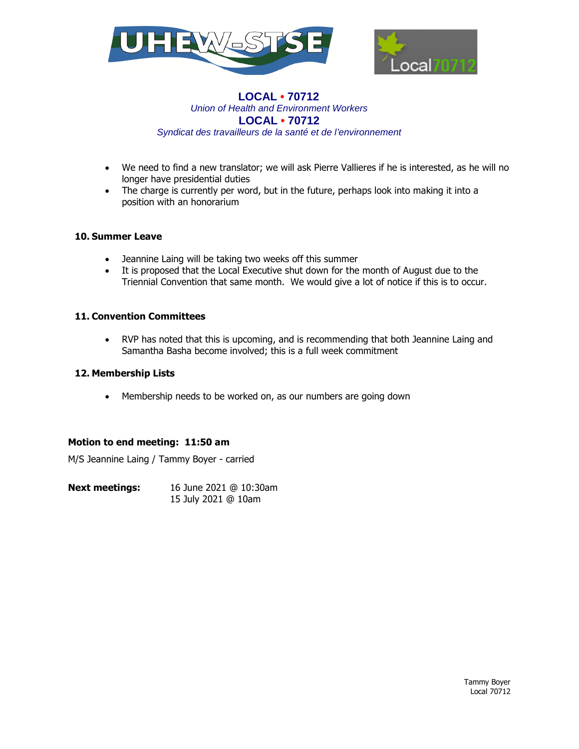- We need to find a new translator; we will ask Pierre Vallieres if he is interested, as he will no longer have presidential duties
- The charge is currently per word, but in the future, perhaps look into making it into a position with an honorarium

### 10. Summer Leave

- Jeannine Laing will be taking two weeks off this summer
- It is proposed that the Local Executive shut down for the month of August due to the Triennial Convention that same month.  We would give a lot of notice if this is to occur.

### 11. Convention Committees

- RVP has noted that this is upcoming, and is recommending that both Jeannine Laing and Samantha Basha become involved; this is a full week commitment

### 12. Membership Lists

- Membership needs to be worked on, as our numbers are going down

**Motion to end meeting:  11:50 am**

M/S Jeannine Laing / Tammy Boyer - carried

**Next meetings:** 16 June 2021 @ 10:30am
15 July 2021 @ 10am

Tammy Boyer
Local 70712